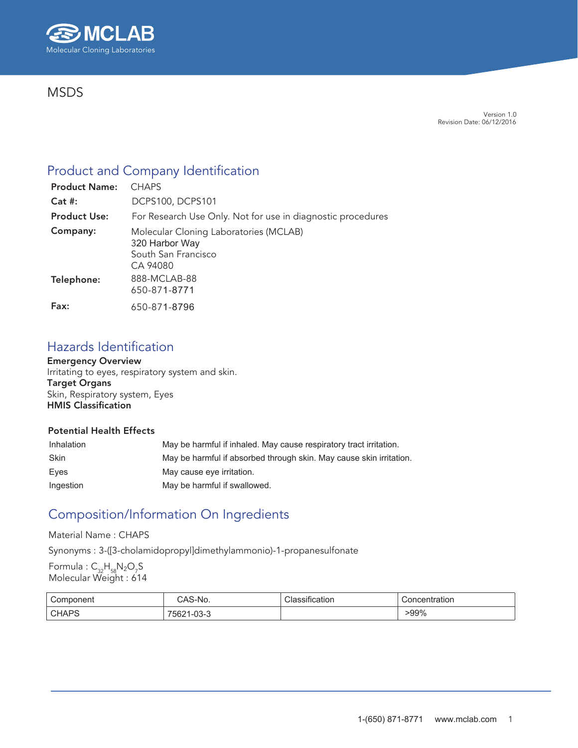MCLAB
Molecular Cloning Laboratories

# MSDS

Version 1.0
Revision Date: 06/12/2016

## Product and Company Identification

**Product Name:** CHAPS

**Cat #:** DCPS100, DCPS101

**Product Use:** For Research Use Only. Not for use in diagnostic procedures

**Company:** Molecular Cloning Laboratories (MCLAB)
320 Harbor Way
South San Francisco
CA 94080

**Telephone:** 888-MCLAB-88
650-871-8771

**Fax:** 650-871-8796

## Hazards Identification

**Emergency Overview**
Irritating to eyes, respiratory system and skin.

**Target Organs**
Skin, Respiratory system, Eyes

**HMIS Classification**

**Potential Health Effects**

| | |
|---|---|
| Inhalation | May be harmful if inhaled. May cause respiratory tract irritation. |
| Skin | May be harmful if absorbed through skin. May cause skin irritation. |
| Eyes | May cause eye irritation. |
| Ingestion | May be harmful if swallowed. |

## Composition/Information On Ingredients

Material Name : CHAPS

Synonyms : 3-([3-cholamidopropyl]dimethylammonio)-1-propanesulfonate

Formula : $C_{32}H_{58}N_2O_7S$
Molecular Weight : 614

| Component | CAS-No. | Classification | Concentration |
|---|---|---|---|
| CHAPS | 75621-03-3 | | >99% |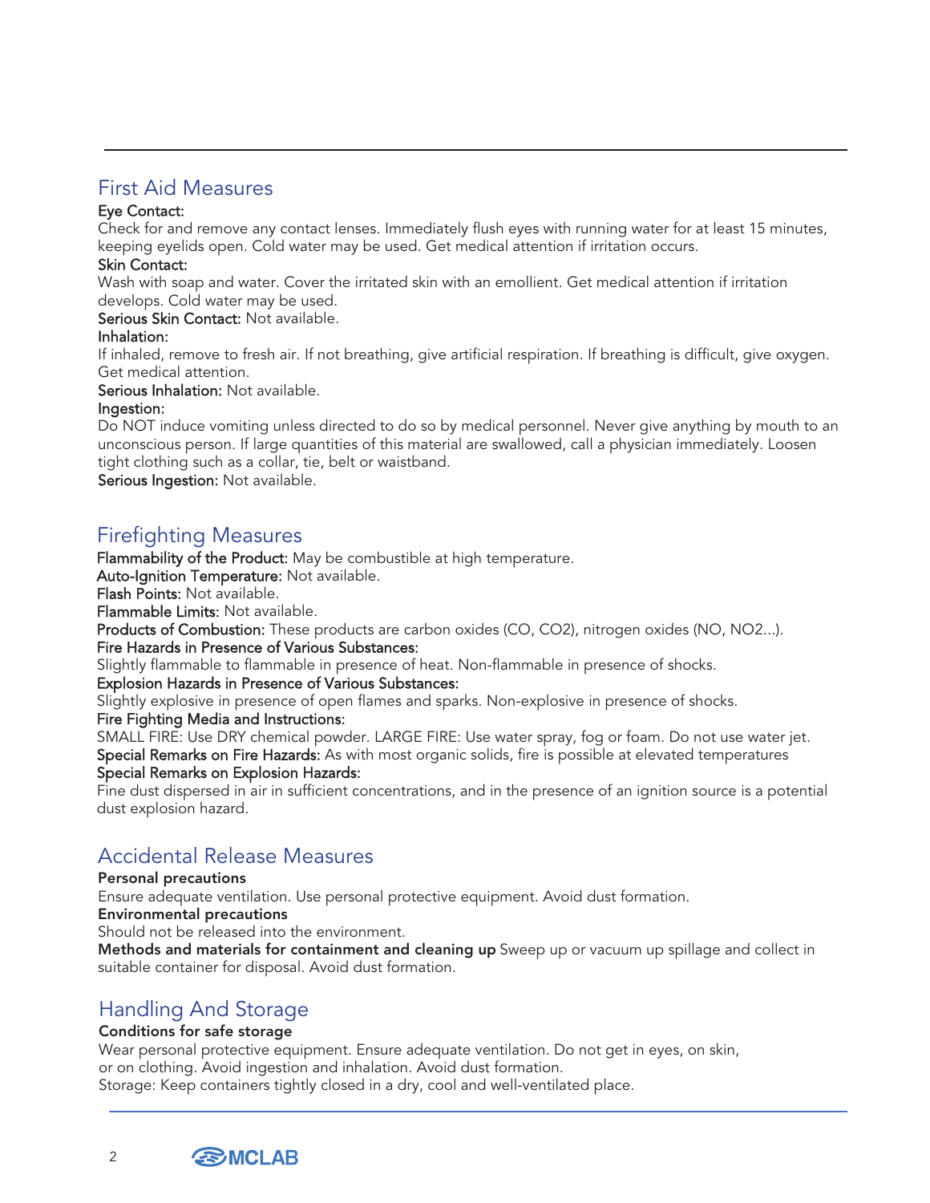## First Aid Measures

**Eye Contact:**
Check for and remove any contact lenses. Immediately flush eyes with running water for at least 15 minutes, keeping eyelids open. Cold water may be used. Get medical attention if irritation occurs.

**Skin Contact:**
Wash with soap and water. Cover the irritated skin with an emollient. Get medical attention if irritation develops. Cold water may be used.

**Serious Skin Contact:** Not available.

**Inhalation:**
If inhaled, remove to fresh air. If not breathing, give artificial respiration. If breathing is difficult, give oxygen. Get medical attention.

**Serious Inhalation:** Not available.

**Ingestion:**
Do NOT induce vomiting unless directed to do so by medical personnel. Never give anything by mouth to an unconscious person. If large quantities of this material are swallowed, call a physician immediately. Loosen tight clothing such as a collar, tie, belt or waistband.

**Serious Ingestion:** Not available.

## Firefighting Measures

**Flammability of the Product:** May be combustible at high temperature.

**Auto-Ignition Temperature:** Not available.

**Flash Points:** Not available.

**Flammable Limits:** Not available.

**Products of Combustion:** These products are carbon oxides ($CO$, $CO_2$), nitrogen oxides ($NO$, $NO_2$...).

**Fire Hazards in Presence of Various Substances:**
Slightly flammable to flammable in presence of heat. Non-flammable in presence of shocks.

**Explosion Hazards in Presence of Various Substances:**
Slightly explosive in presence of open flames and sparks. Non-explosive in presence of shocks.

**Fire Fighting Media and Instructions:**
SMALL FIRE: Use DRY chemical powder. LARGE FIRE: Use water spray, fog or foam. Do not use water jet.

**Special Remarks on Fire Hazards:** As with most organic solids, fire is possible at elevated temperatures

**Special Remarks on Explosion Hazards:**
Fine dust dispersed in air in sufficient concentrations, and in the presence of an ignition source is a potential dust explosion hazard.

## Accidental Release Measures

**Personal precautions**
Ensure adequate ventilation. Use personal protective equipment. Avoid dust formation.

**Environmental precautions**
Should not be released into the environment.

**Methods and materials for containment and cleaning up** Sweep up or vacuum up spillage and collect in suitable container for disposal. Avoid dust formation.

## Handling And Storage

**Conditions for safe storage**
Wear personal protective equipment. Ensure adequate ventilation. Do not get in eyes, on skin, or on clothing. Avoid ingestion and inhalation. Avoid dust formation.
Storage: Keep containers tightly closed in a dry, cool and well-ventilated place.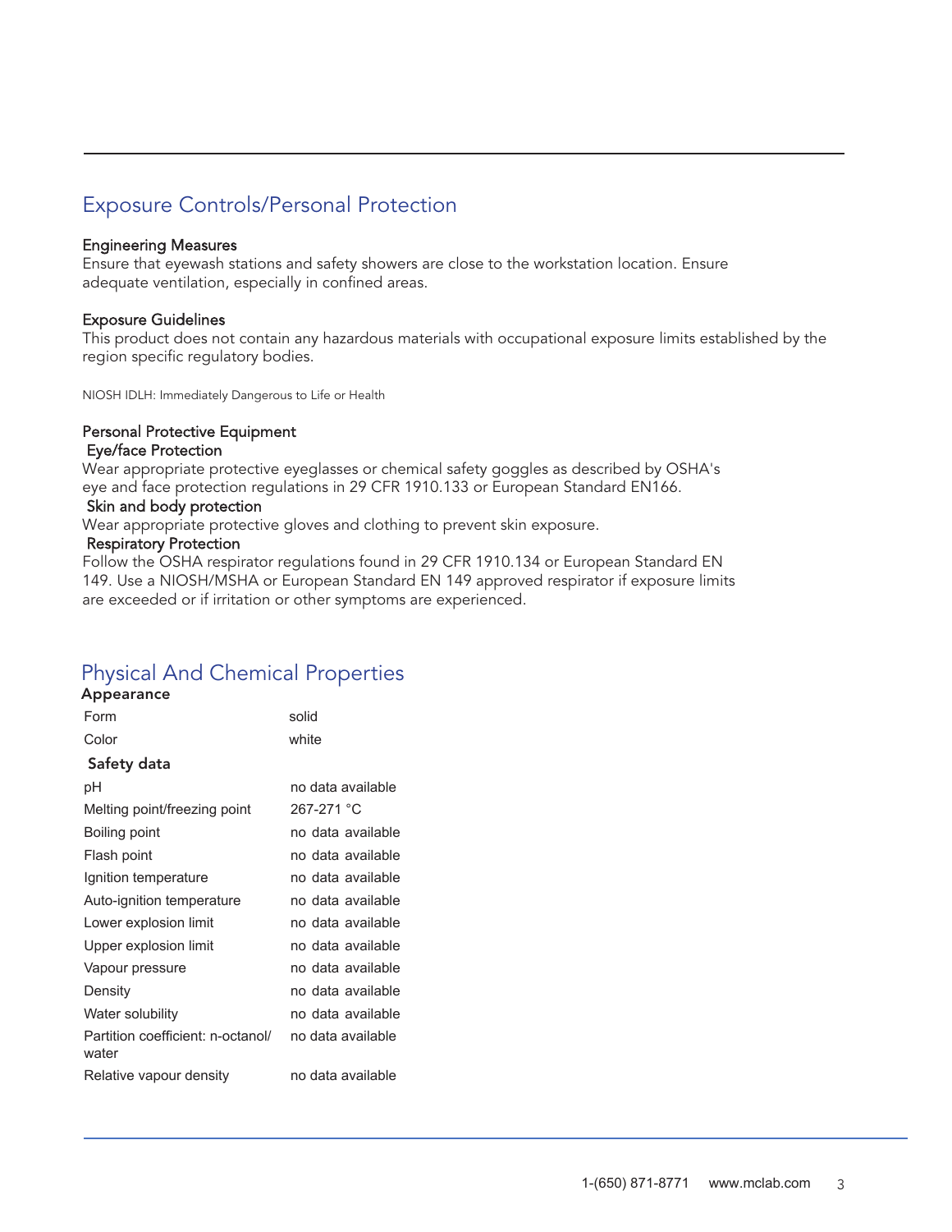## Exposure Controls/Personal Protection

### Engineering Measures

Ensure that eyewash stations and safety showers are close to the workstation location. Ensure adequate ventilation, especially in confined areas.

### Exposure Guidelines

This product does not contain any hazardous materials with occupational exposure limits established by the region specific regulatory bodies.

NIOSH IDLH: Immediately Dangerous to Life or Health

### Personal Protective Equipment

**Eye/face Protection**

Wear appropriate protective eyeglasses or chemical safety goggles as described by OSHA's eye and face protection regulations in 29 CFR 1910.133 or European Standard EN166.

**Skin and body protection**

Wear appropriate protective gloves and clothing to prevent skin exposure.

**Respiratory Protection**

Follow the OSHA respirator regulations found in 29 CFR 1910.134 or European Standard EN 149. Use a NIOSH/MSHA or European Standard EN 149 approved respirator if exposure limits are exceeded or if irritation or other symptoms are experienced.

## Physical And Chemical Properties

### Appearance

| | |
|---|---|
| Form | solid |
| Color | white |

### Safety data

| | |
|---|---|
| pH | no data available |
| Melting point/freezing point | 267-271 °C |
| Boiling point | no data available |
| Flash point | no data available |
| Ignition temperature | no data available |
| Auto-ignition temperature | no data available |
| Lower explosion limit | no data available |
| Upper explosion limit | no data available |
| Vapour pressure | no data available |
| Density | no data available |
| Water solubility | no data available |
| Partition coefficient: n-octanol/water | no data available |
| Relative vapour density | no data available |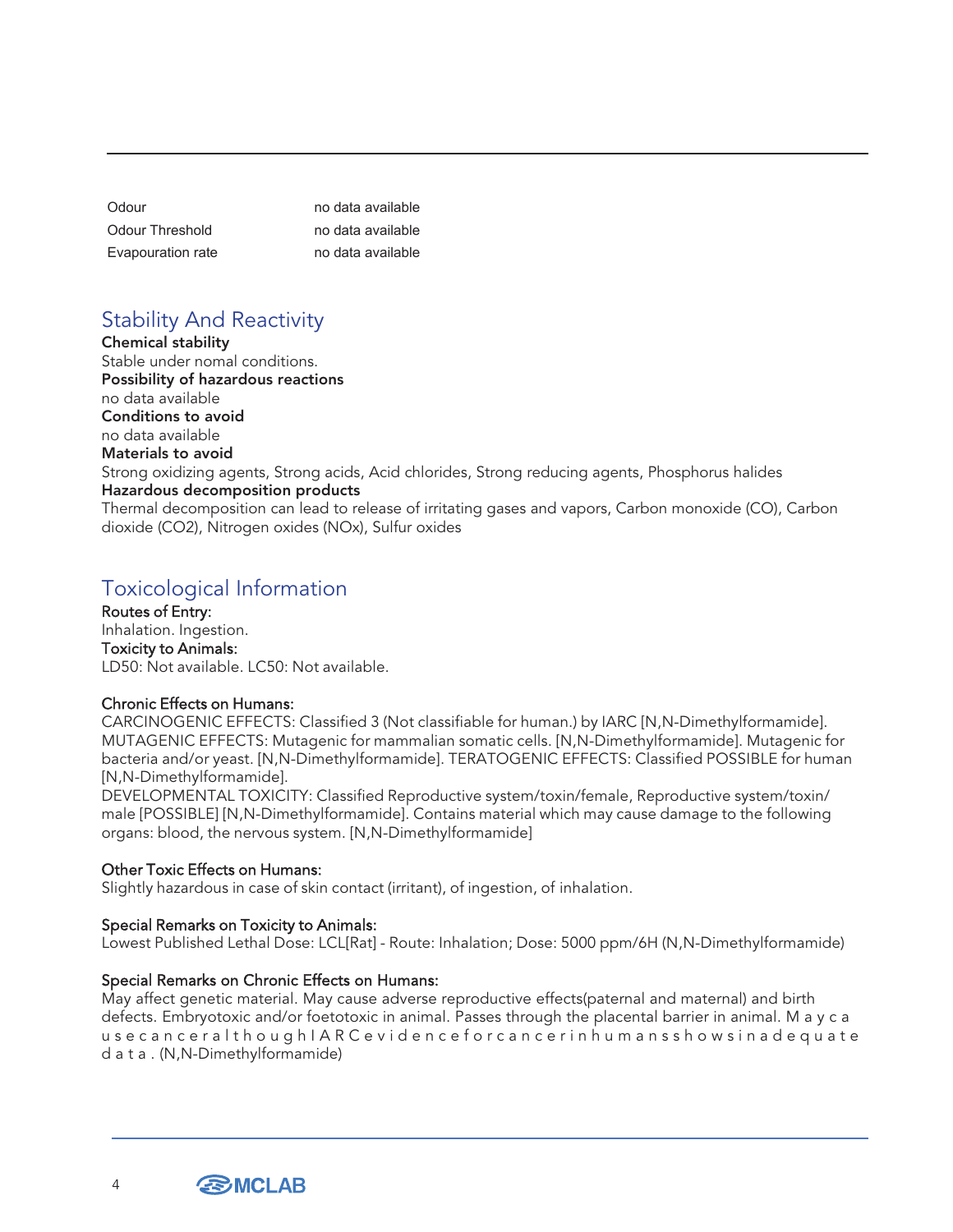| | |
|---|---|
| Odour | no data available |
| Odour Threshold | no data available |
| Evapouration rate | no data available |

## Stability And Reactivity

**Chemical stability**
Stable under nomal conditions.
**Possibility of hazardous reactions**
no data available
**Conditions to avoid**
no data available
**Materials to avoid**
Strong oxidizing agents, Strong acids, Acid chlorides, Strong reducing agents, Phosphorus halides
**Hazardous decomposition products**
Thermal decomposition can lead to release of irritating gases and vapors, Carbon monoxide (CO), Carbon dioxide (CO2), Nitrogen oxides (NOx), Sulfur oxides

## Toxicological Information

Routes of Entry:
Inhalation. Ingestion.
Toxicity to Animals:
LD50: Not available. LC50: Not available.

Chronic Effects on Humans:
CARCINOGENIC EFFECTS: Classified 3 (Not classifiable for human.) by IARC [N,N-Dimethylformamide]. MUTAGENIC EFFECTS: Mutagenic for mammalian somatic cells. [N,N-Dimethylformamide]. Mutagenic for bacteria and/or yeast. [N,N-Dimethylformamide]. TERATOGENIC EFFECTS: Classified POSSIBLE for human [N,N-Dimethylformamide].
DEVELOPMENTAL TOXICITY: Classified Reproductive system/toxin/female, Reproductive system/toxin/male [POSSIBLE] [N,N-Dimethylformamide]. Contains material which may cause damage to the following organs: blood, the nervous system. [N,N-Dimethylformamide]

Other Toxic Effects on Humans:
Slightly hazardous in case of skin contact (irritant), of ingestion, of inhalation.

Special Remarks on Toxicity to Animals:
Lowest Published Lethal Dose: LCL[Rat] - Route: Inhalation; Dose: 5000 ppm/6H (N,N-Dimethylformamide)

Special Remarks on Chronic Effects on Humans:
May affect genetic material. May cause adverse reproductive effects(paternal and maternal) and birth defects. Embryotoxic and/or foetotoxic in animal. Passes through the placental barrier in animal. May cause cancer although IARC evidence for cancer in humans shows inadequate data. (N,N-Dimethylformamide)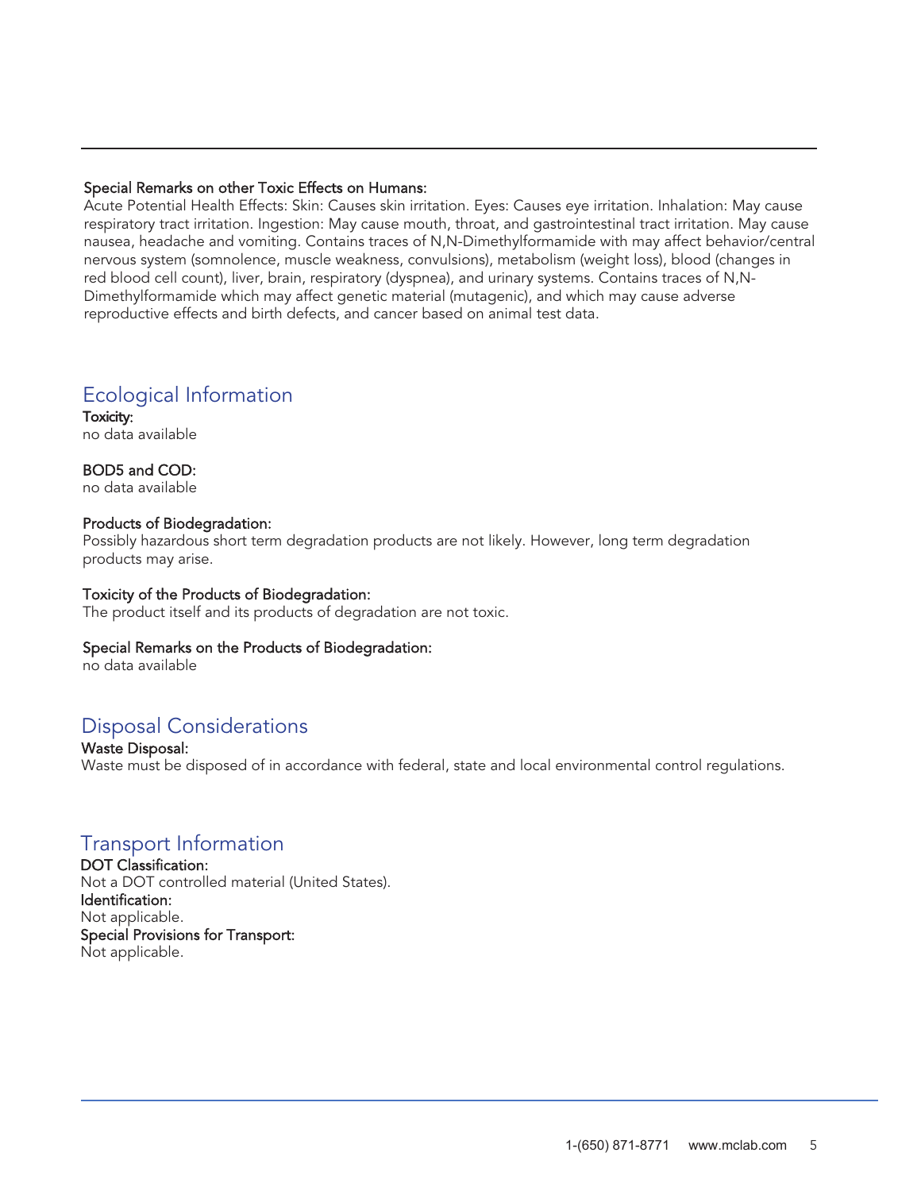**Special Remarks on other Toxic Effects on Humans:**
Acute Potential Health Effects: Skin: Causes skin irritation. Eyes: Causes eye irritation. Inhalation: May cause respiratory tract irritation. Ingestion: May cause mouth, throat, and gastrointestinal tract irritation. May cause nausea, headache and vomiting. Contains traces of N,N-Dimethylformamide with may affect behavior/central nervous system (somnolence, muscle weakness, convulsions), metabolism (weight loss), blood (changes in red blood cell count), liver, brain, respiratory (dyspnea), and urinary systems. Contains traces of N,N-Dimethylformamide which may affect genetic material (mutagenic), and which may cause adverse reproductive effects and birth defects, and cancer based on animal test data.

## Ecological Information

**Toxicity:**
no data available

**BOD5 and COD:**
no data available

**Products of Biodegradation:**
Possibly hazardous short term degradation products are not likely. However, long term degradation products may arise.

**Toxicity of the Products of Biodegradation:**
The product itself and its products of degradation are not toxic.

**Special Remarks on the Products of Biodegradation:**
no data available

## Disposal Considerations

**Waste Disposal:**
Waste must be disposed of in accordance with federal, state and local environmental control regulations.

## Transport Information

**DOT Classification:**
Not a DOT controlled material (United States).
**Identification:**
Not applicable.
**Special Provisions for Transport:**
Not applicable.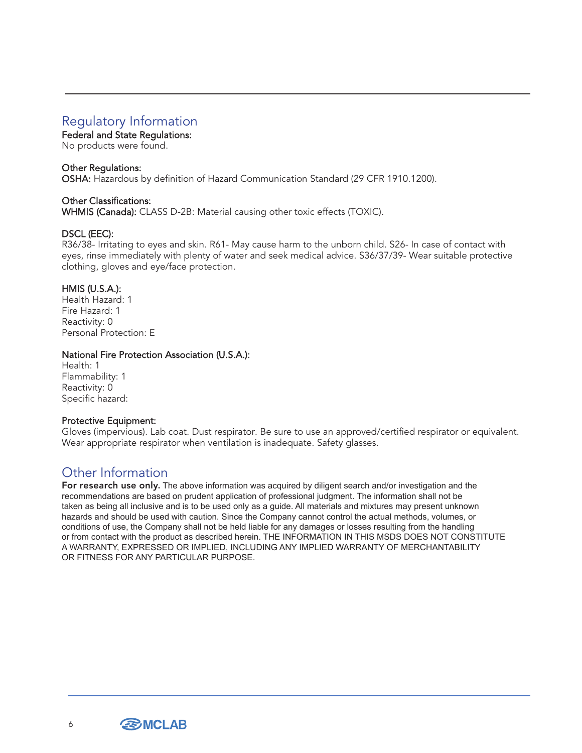## Regulatory Information

**Federal and State Regulations:**
No products were found.

**Other Regulations:**
**OSHA:** Hazardous by definition of Hazard Communication Standard (29 CFR 1910.1200).

**Other Classifications:**
**WHMIS (Canada):** CLASS D-2B: Material causing other toxic effects (TOXIC).

**DSCL (EEC):**
R36/38- Irritating to eyes and skin. R61- May cause harm to the unborn child. S26- In case of contact with eyes, rinse immediately with plenty of water and seek medical advice. S36/37/39- Wear suitable protective clothing, gloves and eye/face protection.

**HMIS (U.S.A.):**
Health Hazard: 1
Fire Hazard: 1
Reactivity: 0
Personal Protection: E

**National Fire Protection Association (U.S.A.):**
Health: 1
Flammability: 1
Reactivity: 0
Specific hazard:

**Protective Equipment:**
Gloves (impervious). Lab coat. Dust respirator. Be sure to use an approved/certified respirator or equivalent. Wear appropriate respirator when ventilation is inadequate. Safety glasses.

## Other Information

**For research use only.** The above information was acquired by diligent search and/or investigation and the recommendations are based on prudent application of professional judgment. The information shall not be taken as being all inclusive and is to be used only as a guide. All materials and mixtures may present unknown hazards and should be used with caution. Since the Company cannot control the actual methods, volumes, or conditions of use, the Company shall not be held liable for any damages or losses resulting from the handling or from contact with the product as described herein. THE INFORMATION IN THIS MSDS DOES NOT CONSTITUTE A WARRANTY, EXPRESSED OR IMPLIED, INCLUDING ANY IMPLIED WARRANTY OF MERCHANTABILITY OR FITNESS FOR ANY PARTICULAR PURPOSE.